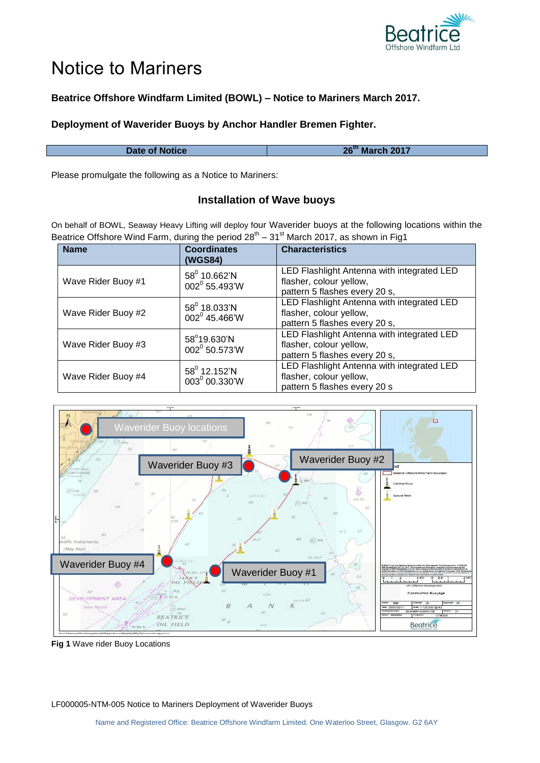# Notice to Mariners

**Beatrice Offshore Windfarm Limited (BOWL) – Notice to Mariners March 2017.**

**Deployment of Waverider Buoys by Anchor Handler Bremen Fighter.**

| Date of Notice | 26th March 2017 |
|---|---|

Please promulgate the following as a Notice to Mariners:

## Installation of Wave buoys

On behalf of BOWL, Seaway Heavy Lifting will deploy four Waverider buoys at the following locations within the Beatrice Offshore Wind Farm, during the period 28th – 31st March 2017, as shown in Fig1

| Name | Coordinates (WGS84) | Characteristics |
|---|---|---|
| Wave Rider Buoy #1 | 58° 10.662'N 002° 55.493'W | LED Flashlight Antenna with integrated LED flasher, colour yellow, pattern 5 flashes every 20 s, |
| Wave Rider Buoy #2 | 58° 18.033'N 002° 45.466'W | LED Flashlight Antenna with integrated LED flasher, colour yellow, pattern 5 flashes every 20 s, |
| Wave Rider Buoy #3 | 58°19.630'N 002° 50.573'W | LED Flashlight Antenna with integrated LED flasher, colour yellow, pattern 5 flashes every 20 s, |
| Wave Rider Buoy #4 | 58° 12.152'N 003° 00.330'W | LED Flashlight Antenna with integrated LED flasher, colour yellow, pattern 5 flashes every 20 s |

**Fig 1** Wave rider Buoy Locations

LF000005-NTM-005 Notice to Mariners Deployment of Waverider Buoys

Name and Registered Office: Beatrice Offshore Windfarm Limited. One Waterloo Street, Glasgow. G2 6AY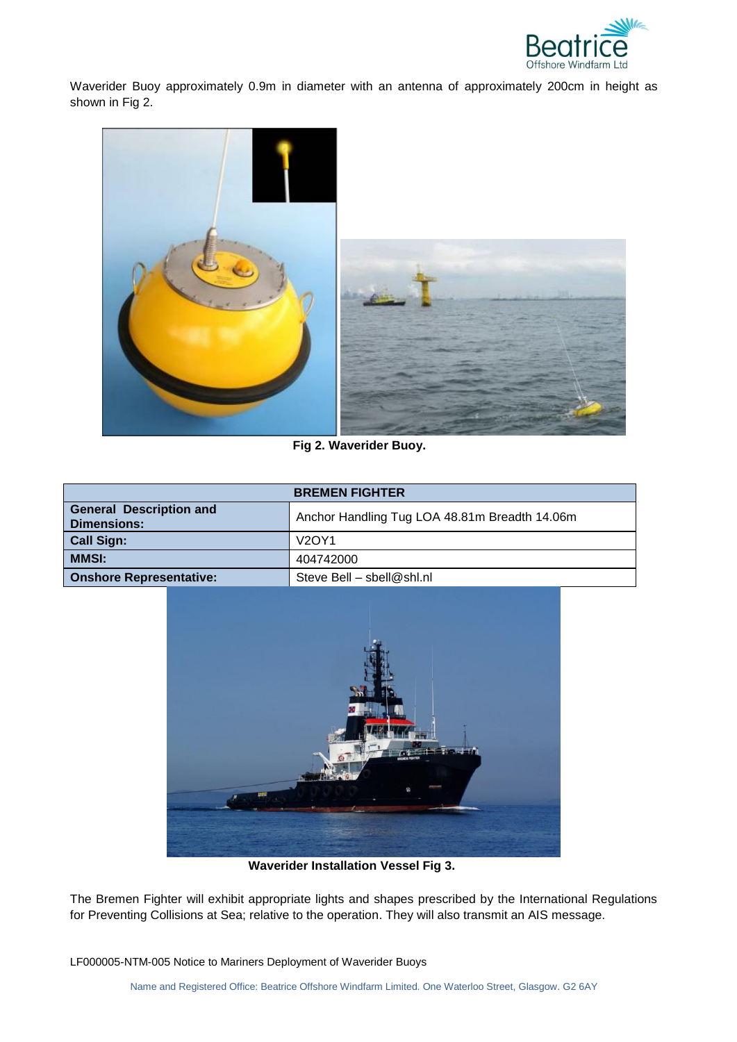Waverider Buoy approximately 0.9m in diameter with an antenna of approximately 200cm in height as shown in Fig 2.

**Fig 2. Waverider Buoy.**

| BREMEN FIGHTER | |
|---|---|
| **General Description and Dimensions:** | Anchor Handling Tug LOA 48.81m Breadth 14.06m |
| **Call Sign:** | V2OY1 |
| **MMSI:** | 404742000 |
| **Onshore Representative:** | Steve Bell – sbell@shl.nl |

**Waverider Installation Vessel Fig 3.**

The Bremen Fighter will exhibit appropriate lights and shapes prescribed by the International Regulations for Preventing Collisions at Sea; relative to the operation. They will also transmit an AIS message.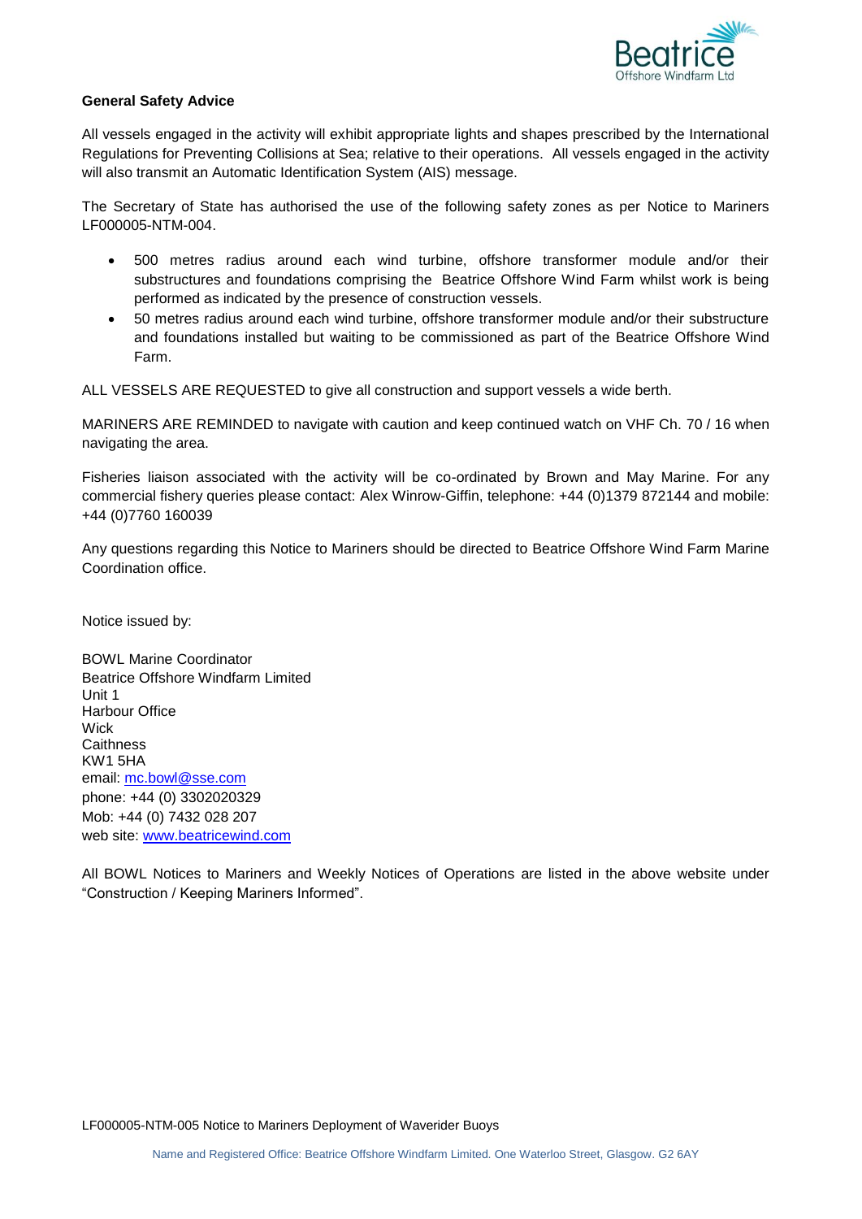**General Safety Advice**

All vessels engaged in the activity will exhibit appropriate lights and shapes prescribed by the International Regulations for Preventing Collisions at Sea; relative to their operations. All vessels engaged in the activity will also transmit an Automatic Identification System (AIS) message.

The Secretary of State has authorised the use of the following safety zones as per Notice to Mariners LF000005-NTM-004.

- 500 metres radius around each wind turbine, offshore transformer module and/or their substructures and foundations comprising the Beatrice Offshore Wind Farm whilst work is being performed as indicated by the presence of construction vessels.
- 50 metres radius around each wind turbine, offshore transformer module and/or their substructure and foundations installed but waiting to be commissioned as part of the Beatrice Offshore Wind Farm.

ALL VESSELS ARE REQUESTED to give all construction and support vessels a wide berth.

MARINERS ARE REMINDED to navigate with caution and keep continued watch on VHF Ch. 70 / 16 when navigating the area.

Fisheries liaison associated with the activity will be co-ordinated by Brown and May Marine. For any commercial fishery queries please contact: Alex Winrow-Giffin, telephone: +44 (0)1379 872144 and mobile: +44 (0)7760 160039

Any questions regarding this Notice to Mariners should be directed to Beatrice Offshore Wind Farm Marine Coordination office.

Notice issued by:

BOWL Marine Coordinator
Beatrice Offshore Windfarm Limited
Unit 1
Harbour Office
Wick
Caithness
KW1 5HA
email: mc.bowl@sse.com
phone: +44 (0) 3302020329
Mob: +44 (0) 7432 028 207
web site: www.beatricewind.com

All BOWL Notices to Mariners and Weekly Notices of Operations are listed in the above website under “Construction / Keeping Mariners Informed”.